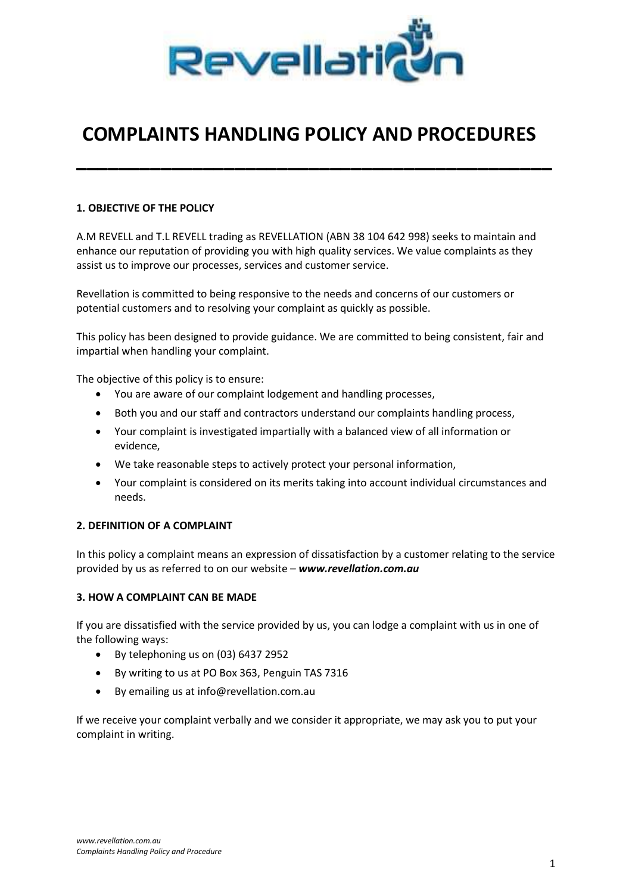# COMPLAINTS HANDLING POLICY AND PROCEDURES

## 1. OBJECTIVE OF THE POLICY

A.M REVELL and T.L REVELL trading as REVELLATION (ABN 38 104 642 998) seeks to maintain and enhance our reputation of providing you with high quality services. We value complaints as they assist us to improve our processes, services and customer service.

Revellation is committed to being responsive to the needs and concerns of our customers or potential customers and to resolving your complaint as quickly as possible.

This policy has been designed to provide guidance. We are committed to being consistent, fair and impartial when handling your complaint.

The objective of this policy is to ensure:

- You are aware of our complaint lodgement and handling processes,
- Both you and our staff and contractors understand our complaints handling process,
- Your complaint is investigated impartially with a balanced view of all information or evidence,
- We take reasonable steps to actively protect your personal information,
- Your complaint is considered on its merits taking into account individual circumstances and needs.

## 2. DEFINITION OF A COMPLAINT

In this policy a complaint means an expression of dissatisfaction by a customer relating to the service provided by us as referred to on our website – ***www.revellation.com.au***

## 3. HOW A COMPLAINT CAN BE MADE

If you are dissatisfied with the service provided by us, you can lodge a complaint with us in one of the following ways:

- By telephoning us on (03) 6437 2952
- By writing to us at PO Box 363, Penguin TAS 7316
- By emailing us at info@revellation.com.au

If we receive your complaint verbally and we consider it appropriate, we may ask you to put your complaint in writing.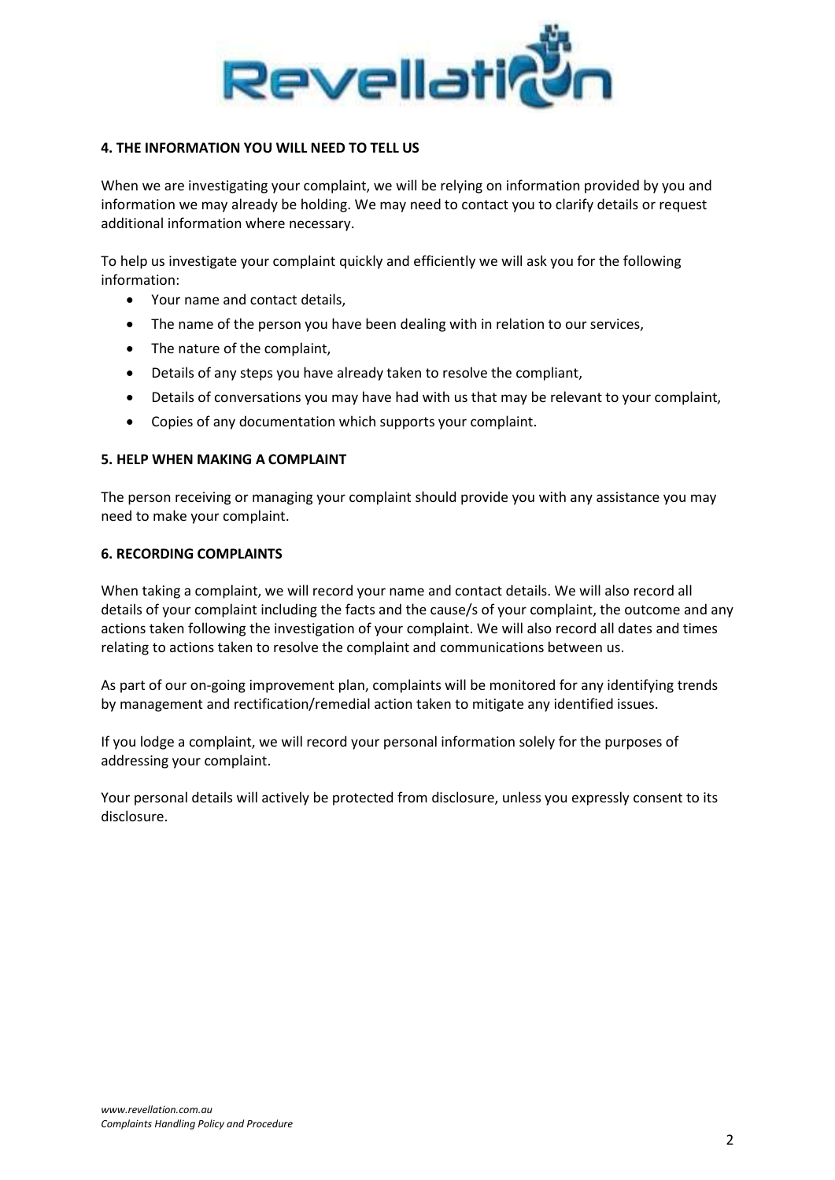## 4. THE INFORMATION YOU WILL NEED TO TELL US

When we are investigating your complaint, we will be relying on information provided by you and information we may already be holding. We may need to contact you to clarify details or request additional information where necessary.

To help us investigate your complaint quickly and efficiently we will ask you for the following information:

- Your name and contact details,
- The name of the person you have been dealing with in relation to our services,
- The nature of the complaint,
- Details of any steps you have already taken to resolve the compliant,
- Details of conversations you may have had with us that may be relevant to your complaint,
- Copies of any documentation which supports your complaint.

## 5. HELP WHEN MAKING A COMPLAINT

The person receiving or managing your complaint should provide you with any assistance you may need to make your complaint.

## 6. RECORDING COMPLAINTS

When taking a complaint, we will record your name and contact details. We will also record all details of your complaint including the facts and the cause/s of your complaint, the outcome and any actions taken following the investigation of your complaint. We will also record all dates and times relating to actions taken to resolve the complaint and communications between us.

As part of our on-going improvement plan, complaints will be monitored for any identifying trends by management and rectification/remedial action taken to mitigate any identified issues.

If you lodge a complaint, we will record your personal information solely for the purposes of addressing your complaint.

Your personal details will actively be protected from disclosure, unless you expressly consent to its disclosure.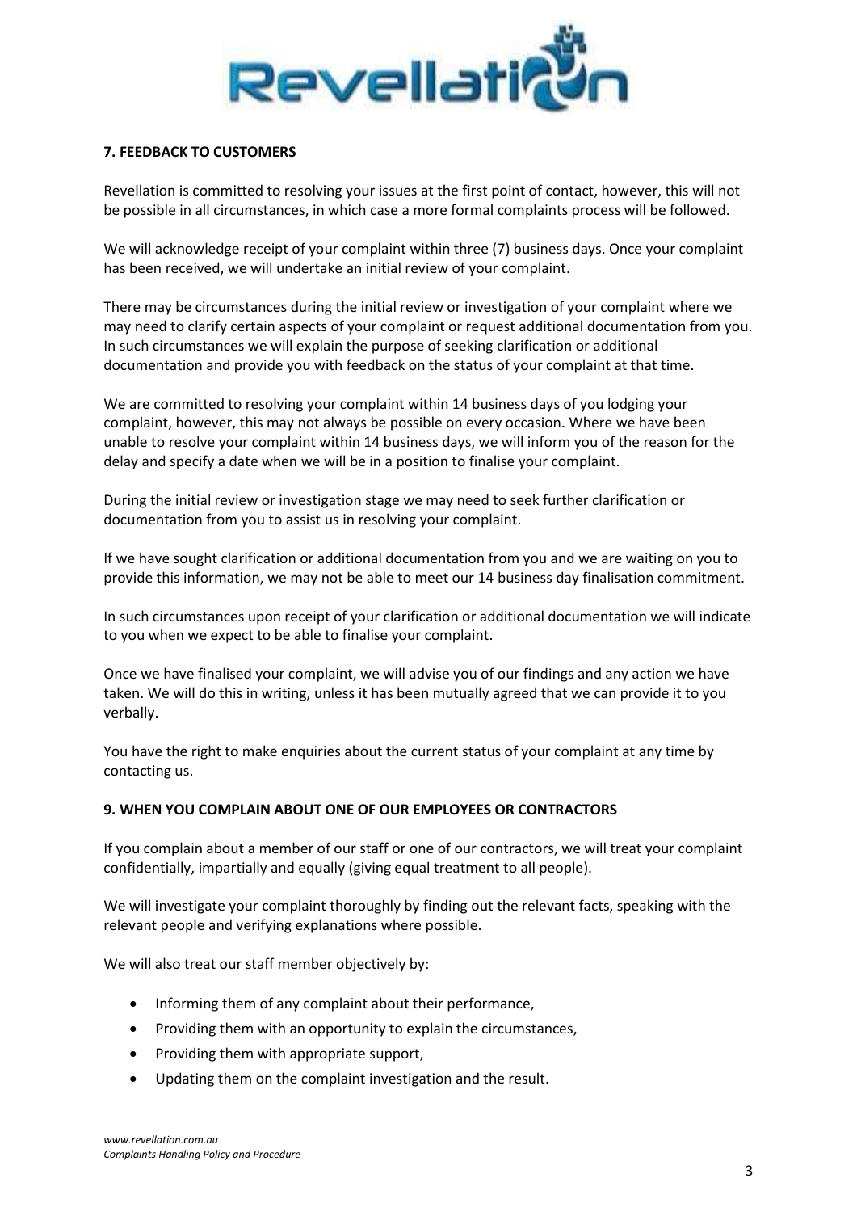## 7. FEEDBACK TO CUSTOMERS

Revellation is committed to resolving your issues at the first point of contact, however, this will not be possible in all circumstances, in which case a more formal complaints process will be followed.

We will acknowledge receipt of your complaint within three (7) business days. Once your complaint has been received, we will undertake an initial review of your complaint.

There may be circumstances during the initial review or investigation of your complaint where we may need to clarify certain aspects of your complaint or request additional documentation from you. In such circumstances we will explain the purpose of seeking clarification or additional documentation and provide you with feedback on the status of your complaint at that time.

We are committed to resolving your complaint within 14 business days of you lodging your complaint, however, this may not always be possible on every occasion. Where we have been unable to resolve your complaint within 14 business days, we will inform you of the reason for the delay and specify a date when we will be in a position to finalise your complaint.

During the initial review or investigation stage we may need to seek further clarification or documentation from you to assist us in resolving your complaint.

If we have sought clarification or additional documentation from you and we are waiting on you to provide this information, we may not be able to meet our 14 business day finalisation commitment.

In such circumstances upon receipt of your clarification or additional documentation we will indicate to you when we expect to be able to finalise your complaint.

Once we have finalised your complaint, we will advise you of our findings and any action we have taken. We will do this in writing, unless it has been mutually agreed that we can provide it to you verbally.

You have the right to make enquiries about the current status of your complaint at any time by contacting us.

## 9. WHEN YOU COMPLAIN ABOUT ONE OF OUR EMPLOYEES OR CONTRACTORS

If you complain about a member of our staff or one of our contractors, we will treat your complaint confidentially, impartially and equally (giving equal treatment to all people).

We will investigate your complaint thoroughly by finding out the relevant facts, speaking with the relevant people and verifying explanations where possible.

We will also treat our staff member objectively by:

- Informing them of any complaint about their performance,
- Providing them with an opportunity to explain the circumstances,
- Providing them with appropriate support,
- Updating them on the complaint investigation and the result.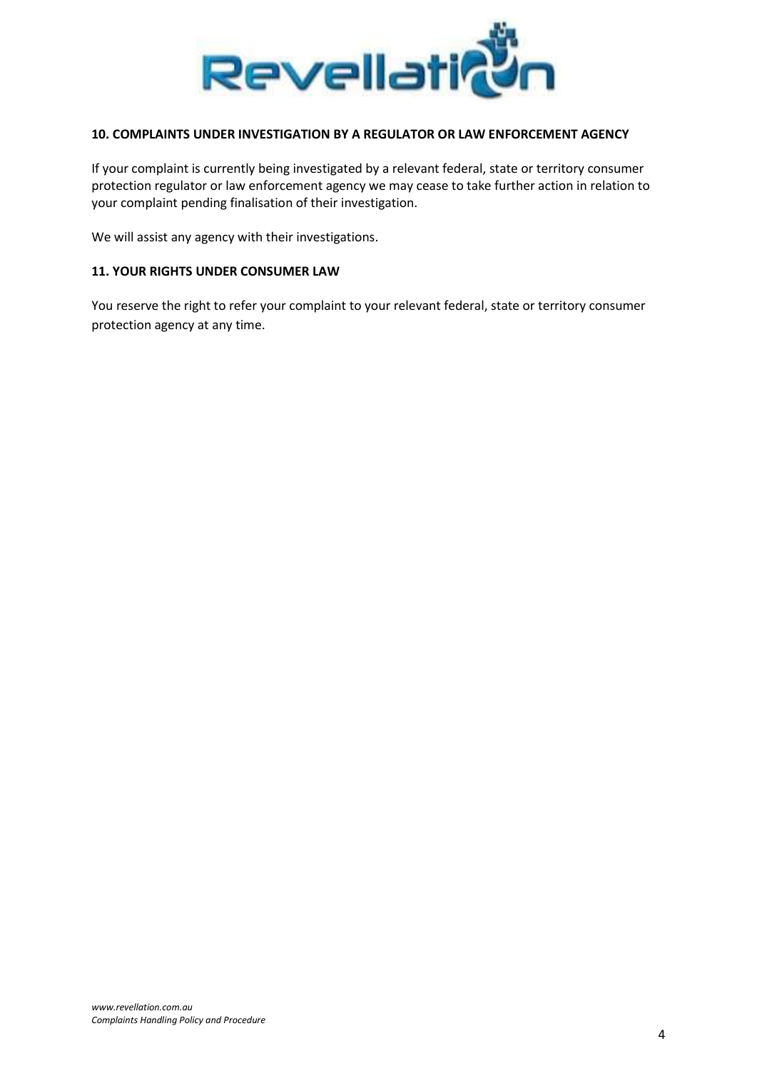## 10. COMPLAINTS UNDER INVESTIGATION BY A REGULATOR OR LAW ENFORCEMENT AGENCY

If your complaint is currently being investigated by a relevant federal, state or territory consumer protection regulator or law enforcement agency we may cease to take further action in relation to your complaint pending finalisation of their investigation.

We will assist any agency with their investigations.

## 11. YOUR RIGHTS UNDER CONSUMER LAW

You reserve the right to refer your complaint to your relevant federal, state or territory consumer protection agency at any time.